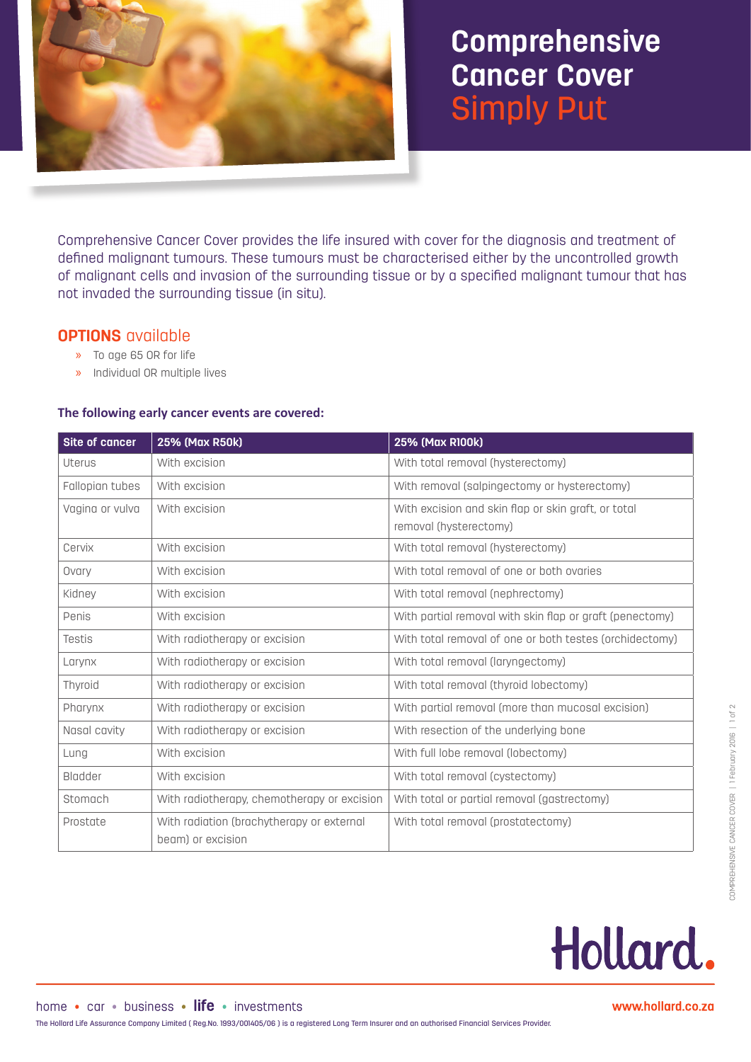# Comprehensive Cancer Cover Simply Put

Comprehensive Cancer Cover provides the life insured with cover for the diagnosis and treatment of defined malignant tumours. These tumours must be characterised either by the uncontrolled growth of malignant cells and invasion of the surrounding tissue or by a specified malignant tumour that has not invaded the surrounding tissue (in situ).

## OPTIONS available

- To age 65 OR for life
- Individual OR multiple lives

**The following early cancer events are covered:**

| Site of cancer | 25% (Max R50k) | 25% (Max R100k) |
|---|---|---|
| Uterus | With excision | With total removal (hysterectomy) |
| Fallopian tubes | With excision | With removal (salpingectomy or hysterectomy) |
| Vagina or vulva | With excision | With excision and skin flap or skin graft, or total removal (hysterectomy) |
| Cervix | With excision | With total removal (hysterectomy) |
| Ovary | With excision | With total removal of one or both ovaries |
| Kidney | With excision | With total removal (nephrectomy) |
| Penis | With excision | With partial removal with skin flap or graft (penectomy) |
| Testis | With radiotherapy or excision | With total removal of one or both testes (orchidectomy) |
| Larynx | With radiotherapy or excision | With total removal (laryngectomy) |
| Thyroid | With radiotherapy or excision | With total removal (thyroid lobectomy) |
| Pharynx | With radiotherapy or excision | With partial removal (more than mucosal excision) |
| Nasal cavity | With radiotherapy or excision | With resection of the underlying bone |
| Lung | With excision | With full lobe removal (lobectomy) |
| Bladder | With excision | With total removal (cystectomy) |
| Stomach | With radiotherapy, chemotherapy or excision | With total or partial removal (gastrectomy) |
| Prostate | With radiation (brachytherapy or external beam) or excision | With total removal (prostatectomy) |

Hollard.

home • car • business • **life** • investments

www.hollard.co.za

The Hollard Life Assurance Company Limited ( Reg.No. 1993/001405/06 ) is a registered Long Term Insurer and an authorised Financial Services Provider.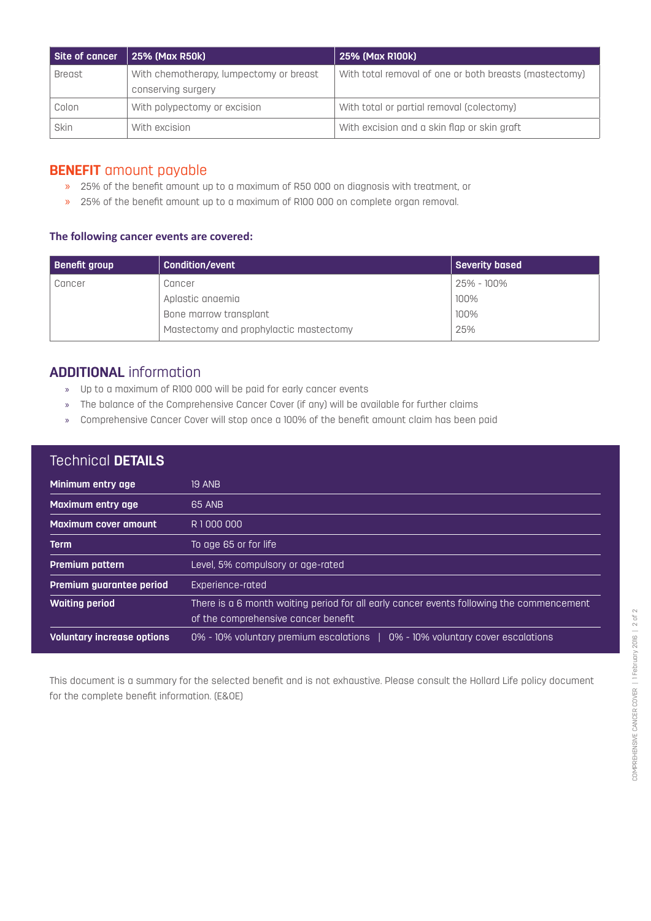| Site of cancer | 25% (Max R50k) | 25% (Max R100k) |
|---|---|---|
| Breast | With chemotherapy, lumpectomy or breast conserving surgery | With total removal of one or both breasts (mastectomy) |
| Colon | With polypectomy or excision | With total or partial removal (colectomy) |
| Skin | With excision | With excision and a skin flap or skin graft |

## **BENEFIT** amount payable

- 25% of the benefit amount up to a maximum of R50 000 on diagnosis with treatment, or
- 25% of the benefit amount up to a maximum of R100 000 on complete organ removal.

### The following cancer events are covered:

| Benefit group | Condition/event | Severity based |
|---|---|---|
| Cancer | Cancer | 25% - 100% |
| | Aplastic anaemia | 100% |
| | Bone marrow transplant | 100% |
| | Mastectomy and prophylactic mastectomy | 25% |

## **ADDITIONAL** information

- Up to a maximum of R100 000 will be paid for early cancer events
- The balance of the Comprehensive Cancer Cover (if any) will be available for further claims
- Comprehensive Cancer Cover will stop once a 100% of the benefit amount claim has been paid

## Technical **DETAILS**

| | |
|---|---|
| **Minimum entry age** | 19 ANB |
| **Maximum entry age** | 65 ANB |
| **Maximum cover amount** | R 1 000 000 |
| **Term** | To age 65 or for life |
| **Premium pattern** | Level, 5% compulsory or age-rated |
| **Premium guarantee period** | Experience-rated |
| **Waiting period** | There is a 6 month waiting period for all early cancer events following the commencement of the comprehensive cancer benefit |
| **Voluntary increase options** | 0% - 10% voluntary premium escalations \| 0% - 10% voluntary cover escalations |

This document is a summary for the selected benefit and is not exhaustive. Please consult the Hollard Life policy document for the complete benefit information. (E&OE)